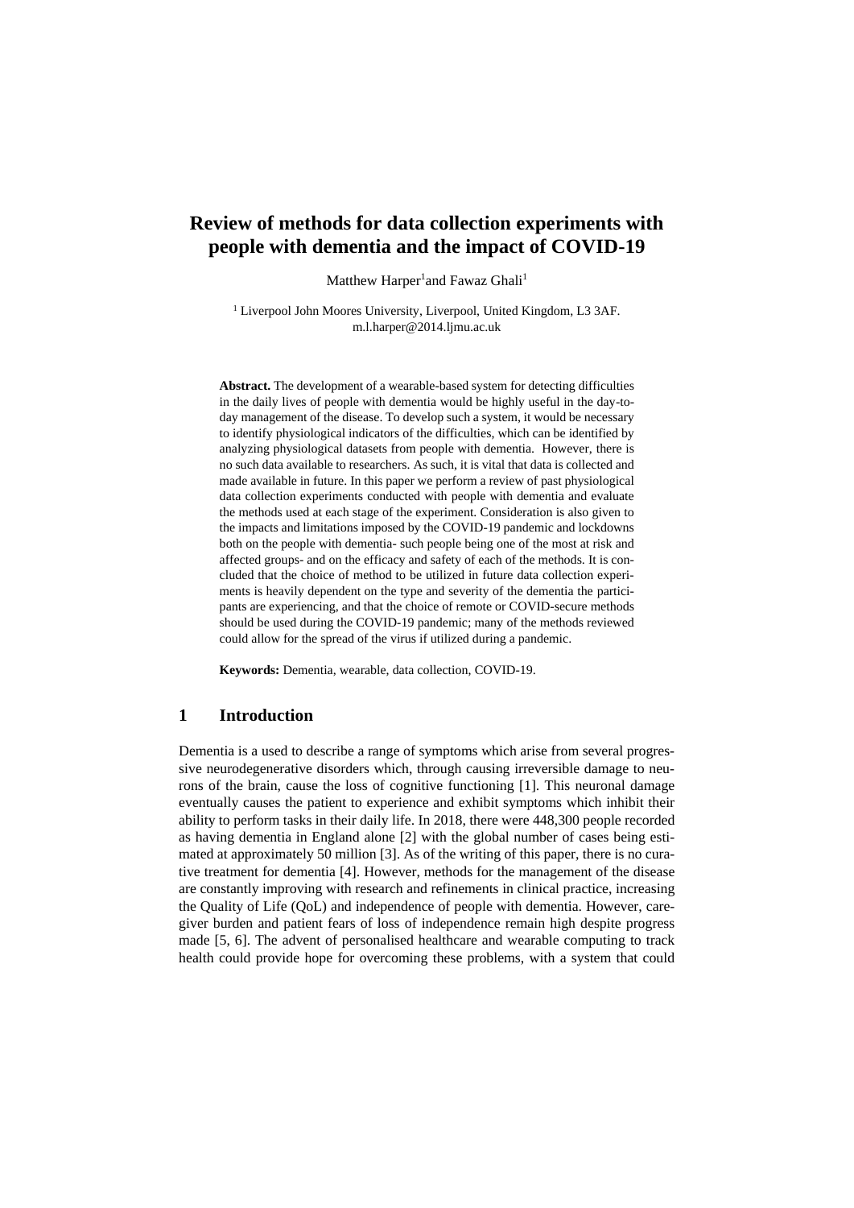# Review of methods for data collection experiments with people with dementia and the impact of COVID-19

Matthew Harper[1] and Fawaz Ghali[1]

[1] Liverpool John Moores University, Liverpool, United Kingdom, L3 3AF.
m.l.harper@2014.ljmu.ac.uk

**Abstract.** The development of a wearable-based system for detecting difficulties in the daily lives of people with dementia would be highly useful in the day-to-day management of the disease. To develop such a system, it would be necessary to identify physiological indicators of the difficulties, which can be identified by analyzing physiological datasets from people with dementia. However, there is no such data available to researchers. As such, it is vital that data is collected and made available in future. In this paper we perform a review of past physiological data collection experiments conducted with people with dementia and evaluate the methods used at each stage of the experiment. Consideration is also given to the impacts and limitations imposed by the COVID-19 pandemic and lockdowns both on the people with dementia- such people being one of the most at risk and affected groups- and on the efficacy and safety of each of the methods. It is concluded that the choice of method to be utilized in future data collection experiments is heavily dependent on the type and severity of the dementia the participants are experiencing, and that the choice of remote or COVID-secure methods should be used during the COVID-19 pandemic; many of the methods reviewed could allow for the spread of the virus if utilized during a pandemic.

**Keywords:** Dementia, wearable, data collection, COVID-19.

## 1 Introduction

Dementia is a used to describe a range of symptoms which arise from several progressive neurodegenerative disorders which, through causing irreversible damage to neurons of the brain, cause the loss of cognitive functioning [1]. This neuronal damage eventually causes the patient to experience and exhibit symptoms which inhibit their ability to perform tasks in their daily life. In 2018, there were 448,300 people recorded as having dementia in England alone [2] with the global number of cases being estimated at approximately 50 million [3]. As of the writing of this paper, there is no curative treatment for dementia [4]. However, methods for the management of the disease are constantly improving with research and refinements in clinical practice, increasing the Quality of Life (QoL) and independence of people with dementia. However, caregiver burden and patient fears of loss of independence remain high despite progress made [5, 6]. The advent of personalised healthcare and wearable computing to track health could provide hope for overcoming these problems, with a system that could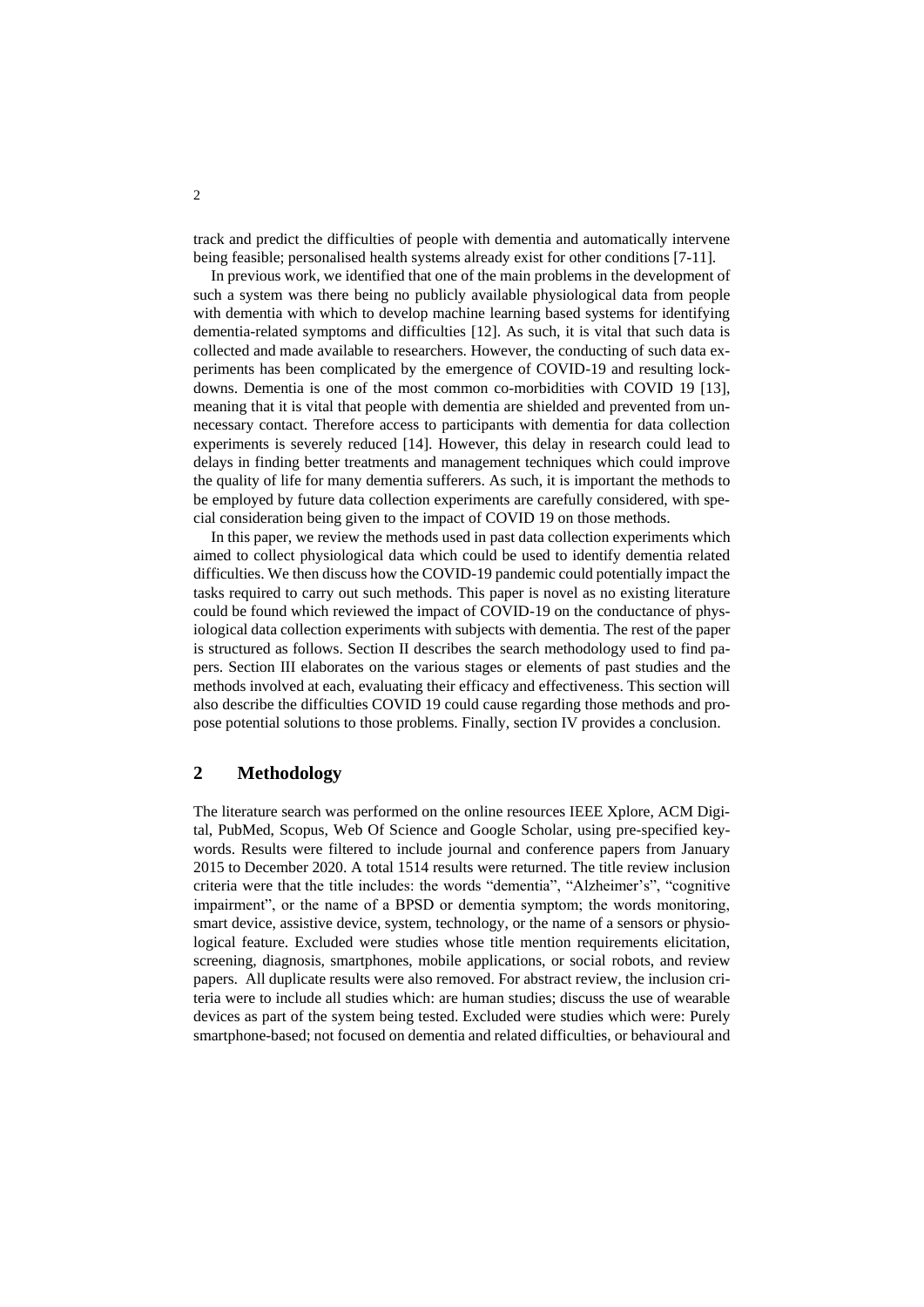track and predict the difficulties of people with dementia and automatically intervene being feasible; personalised health systems already exist for other conditions [7-11].

In previous work, we identified that one of the main problems in the development of such a system was there being no publicly available physiological data from people with dementia with which to develop machine learning based systems for identifying dementia-related symptoms and difficulties [12]. As such, it is vital that such data is collected and made available to researchers. However, the conducting of such data experiments has been complicated by the emergence of COVID-19 and resulting lockdowns. Dementia is one of the most common co-morbidities with COVID 19 [13], meaning that it is vital that people with dementia are shielded and prevented from unnecessary contact. Therefore access to participants with dementia for data collection experiments is severely reduced [14]. However, this delay in research could lead to delays in finding better treatments and management techniques which could improve the quality of life for many dementia sufferers. As such, it is important the methods to be employed by future data collection experiments are carefully considered, with special consideration being given to the impact of COVID 19 on those methods.

In this paper, we review the methods used in past data collection experiments which aimed to collect physiological data which could be used to identify dementia related difficulties. We then discuss how the COVID-19 pandemic could potentially impact the tasks required to carry out such methods. This paper is novel as no existing literature could be found which reviewed the impact of COVID-19 on the conductance of physiological data collection experiments with subjects with dementia. The rest of the paper is structured as follows. Section II describes the search methodology used to find papers. Section III elaborates on the various stages or elements of past studies and the methods involved at each, evaluating their efficacy and effectiveness. This section will also describe the difficulties COVID 19 could cause regarding those methods and propose potential solutions to those problems. Finally, section IV provides a conclusion.

## 2 Methodology

The literature search was performed on the online resources IEEE Xplore, ACM Digital, PubMed, Scopus, Web Of Science and Google Scholar, using pre-specified keywords. Results were filtered to include journal and conference papers from January 2015 to December 2020. A total 1514 results were returned. The title review inclusion criteria were that the title includes: the words "dementia", "Alzheimer's", "cognitive impairment", or the name of a BPSD or dementia symptom; the words monitoring, smart device, assistive device, system, technology, or the name of a sensors or physiological feature. Excluded were studies whose title mention requirements elicitation, screening, diagnosis, smartphones, mobile applications, or social robots, and review papers. All duplicate results were also removed. For abstract review, the inclusion criteria were to include all studies which: are human studies; discuss the use of wearable devices as part of the system being tested. Excluded were studies which were: Purely smartphone-based; not focused on dementia and related difficulties, or behavioural and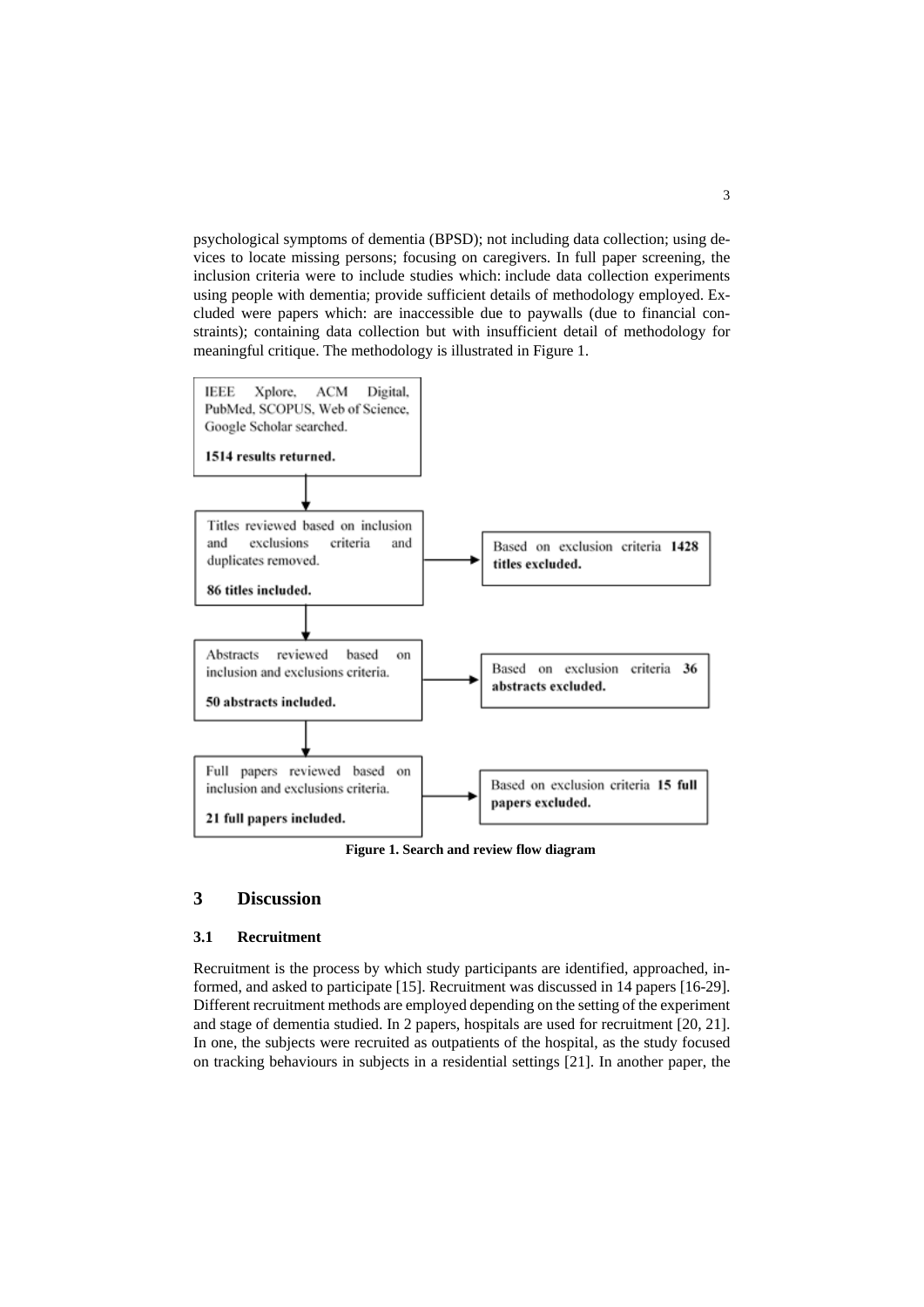psychological symptoms of dementia (BPSD); not including data collection; using devices to locate missing persons; focusing on caregivers. In full paper screening, the inclusion criteria were to include studies which: include data collection experiments using people with dementia; provide sufficient details of methodology employed. Excluded were papers which: are inaccessible due to paywalls (due to financial constraints); containing data collection but with insufficient detail of methodology for meaningful critique. The methodology is illustrated in Figure 1.

IEEE Xplore, ACM Digital, PubMed, SCOPUS, Web of Science, Google Scholar searched.

**1514 results returned.**

↓

Titles reviewed based on inclusion and exclusions criteria and duplicates removed.

**86 titles included.** → Based on exclusion criteria **1428 titles excluded.**

↓

Abstracts reviewed based on inclusion and exclusions criteria.

**50 abstracts included.** → Based on exclusion criteria **36 abstracts excluded.**

↓

Full papers reviewed based on inclusion and exclusions criteria.

**21 full papers included.** → Based on exclusion criteria **15 full papers excluded.**

**Figure 1. Search and review flow diagram**

## 3 Discussion

### 3.1 Recruitment

Recruitment is the process by which study participants are identified, approached, informed, and asked to participate [15]. Recruitment was discussed in 14 papers [16-29]. Different recruitment methods are employed depending on the setting of the experiment and stage of dementia studied. In 2 papers, hospitals are used for recruitment [20, 21]. In one, the subjects were recruited as outpatients of the hospital, as the study focused on tracking behaviours in subjects in a residential settings [21]. In another paper, the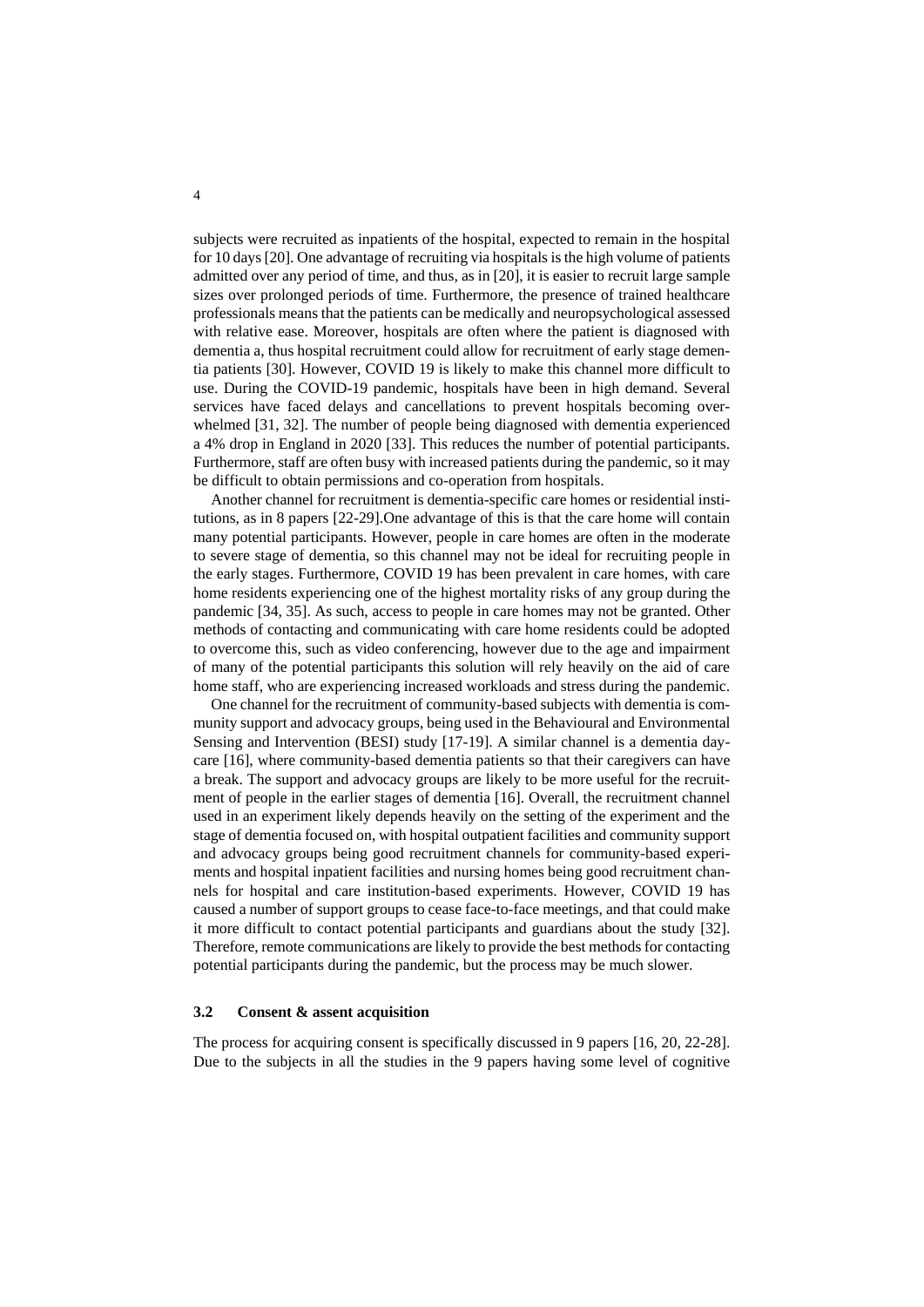subjects were recruited as inpatients of the hospital, expected to remain in the hospital for 10 days [20]. One advantage of recruiting via hospitals is the high volume of patients admitted over any period of time, and thus, as in [20], it is easier to recruit large sample sizes over prolonged periods of time. Furthermore, the presence of trained healthcare professionals means that the patients can be medically and neuropsychological assessed with relative ease. Moreover, hospitals are often where the patient is diagnosed with dementia a, thus hospital recruitment could allow for recruitment of early stage dementia patients [30]. However, COVID 19 is likely to make this channel more difficult to use. During the COVID-19 pandemic, hospitals have been in high demand. Several services have faced delays and cancellations to prevent hospitals becoming overwhelmed [31, 32]. The number of people being diagnosed with dementia experienced a 4% drop in England in 2020 [33]. This reduces the number of potential participants. Furthermore, staff are often busy with increased patients during the pandemic, so it may be difficult to obtain permissions and co-operation from hospitals.

Another channel for recruitment is dementia-specific care homes or residential institutions, as in 8 papers [22-29].One advantage of this is that the care home will contain many potential participants. However, people in care homes are often in the moderate to severe stage of dementia, so this channel may not be ideal for recruiting people in the early stages. Furthermore, COVID 19 has been prevalent in care homes, with care home residents experiencing one of the highest mortality risks of any group during the pandemic [34, 35]. As such, access to people in care homes may not be granted. Other methods of contacting and communicating with care home residents could be adopted to overcome this, such as video conferencing, however due to the age and impairment of many of the potential participants this solution will rely heavily on the aid of care home staff, who are experiencing increased workloads and stress during the pandemic.

One channel for the recruitment of community-based subjects with dementia is community support and advocacy groups, being used in the Behavioural and Environmental Sensing and Intervention (BESI) study [17-19]. A similar channel is a dementia daycare [16], where community-based dementia patients so that their caregivers can have a break. The support and advocacy groups are likely to be more useful for the recruitment of people in the earlier stages of dementia [16]. Overall, the recruitment channel used in an experiment likely depends heavily on the setting of the experiment and the stage of dementia focused on, with hospital outpatient facilities and community support and advocacy groups being good recruitment channels for community-based experiments and hospital inpatient facilities and nursing homes being good recruitment channels for hospital and care institution-based experiments. However, COVID 19 has caused a number of support groups to cease face-to-face meetings, and that could make it more difficult to contact potential participants and guardians about the study [32]. Therefore, remote communications are likely to provide the best methods for contacting potential participants during the pandemic, but the process may be much slower.

### 3.2 Consent & assent acquisition

The process for acquiring consent is specifically discussed in 9 papers [16, 20, 22-28]. Due to the subjects in all the studies in the 9 papers having some level of cognitive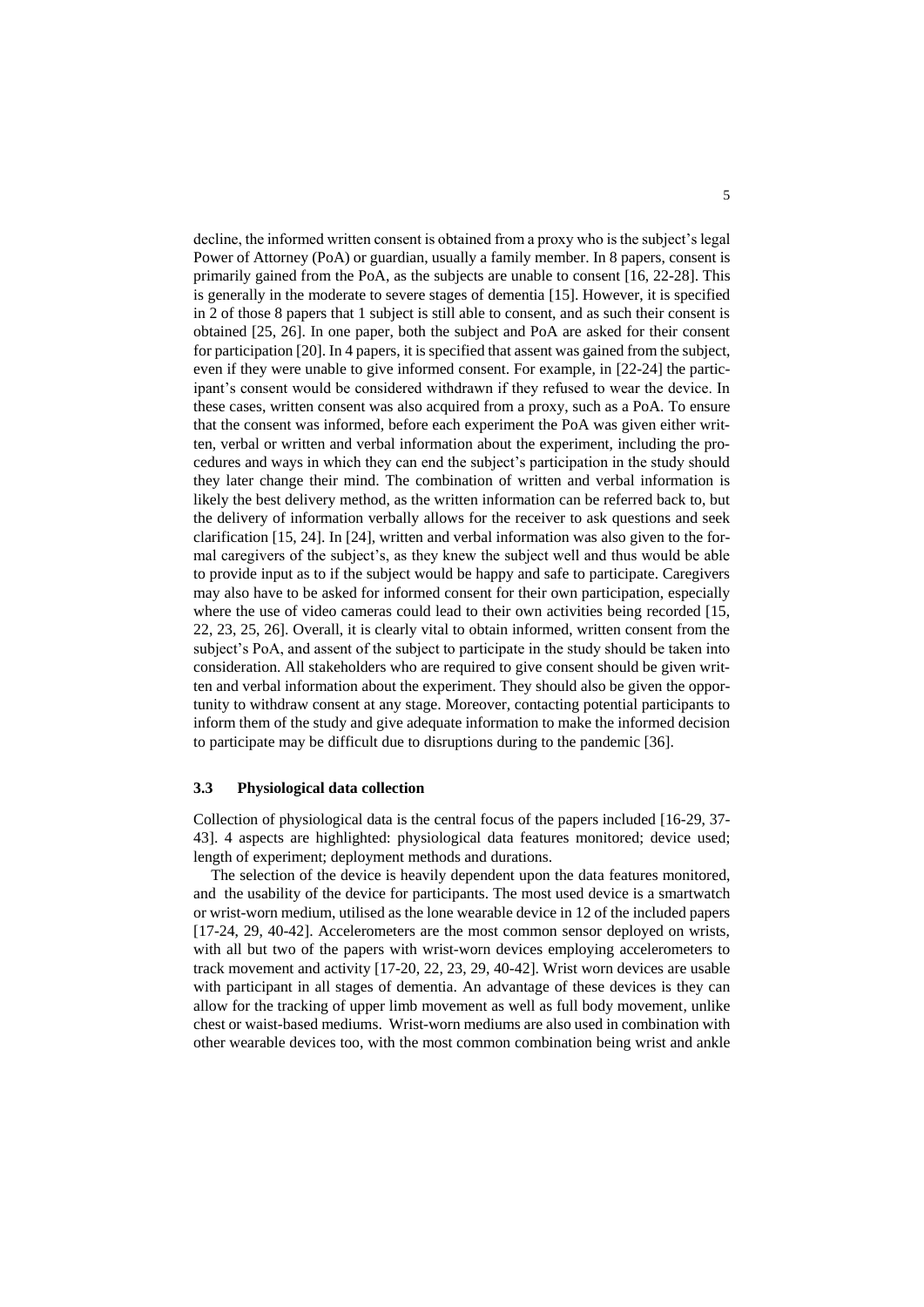decline, the informed written consent is obtained from a proxy who is the subject's legal Power of Attorney (PoA) or guardian, usually a family member. In 8 papers, consent is primarily gained from the PoA, as the subjects are unable to consent [16, 22-28]. This is generally in the moderate to severe stages of dementia [15]. However, it is specified in 2 of those 8 papers that 1 subject is still able to consent, and as such their consent is obtained [25, 26]. In one paper, both the subject and PoA are asked for their consent for participation [20]. In 4 papers, it is specified that assent was gained from the subject, even if they were unable to give informed consent. For example, in [22-24] the participant's consent would be considered withdrawn if they refused to wear the device. In these cases, written consent was also acquired from a proxy, such as a PoA. To ensure that the consent was informed, before each experiment the PoA was given either written, verbal or written and verbal information about the experiment, including the procedures and ways in which they can end the subject's participation in the study should they later change their mind. The combination of written and verbal information is likely the best delivery method, as the written information can be referred back to, but the delivery of information verbally allows for the receiver to ask questions and seek clarification [15, 24]. In [24], written and verbal information was also given to the formal caregivers of the subject's, as they knew the subject well and thus would be able to provide input as to if the subject would be happy and safe to participate. Caregivers may also have to be asked for informed consent for their own participation, especially where the use of video cameras could lead to their own activities being recorded [15, 22, 23, 25, 26]. Overall, it is clearly vital to obtain informed, written consent from the subject's PoA, and assent of the subject to participate in the study should be taken into consideration. All stakeholders who are required to give consent should be given written and verbal information about the experiment. They should also be given the opportunity to withdraw consent at any stage. Moreover, contacting potential participants to inform them of the study and give adequate information to make the informed decision to participate may be difficult due to disruptions during to the pandemic [36].

### 3.3 Physiological data collection

Collection of physiological data is the central focus of the papers included [16-29, 37-43]. 4 aspects are highlighted: physiological data features monitored; device used; length of experiment; deployment methods and durations.

The selection of the device is heavily dependent upon the data features monitored, and the usability of the device for participants. The most used device is a smartwatch or wrist-worn medium, utilised as the lone wearable device in 12 of the included papers [17-24, 29, 40-42]. Accelerometers are the most common sensor deployed on wrists, with all but two of the papers with wrist-worn devices employing accelerometers to track movement and activity [17-20, 22, 23, 29, 40-42]. Wrist worn devices are usable with participant in all stages of dementia. An advantage of these devices is they can allow for the tracking of upper limb movement as well as full body movement, unlike chest or waist-based mediums. Wrist-worn mediums are also used in combination with other wearable devices too, with the most common combination being wrist and ankle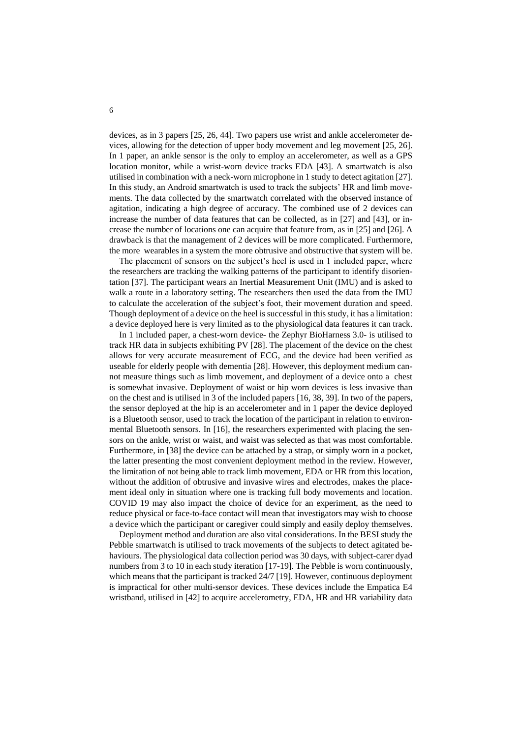devices, as in 3 papers [25, 26, 44]. Two papers use wrist and ankle accelerometer devices, allowing for the detection of upper body movement and leg movement [25, 26]. In 1 paper, an ankle sensor is the only to employ an accelerometer, as well as a GPS location monitor, while a wrist-worn device tracks EDA [43]. A smartwatch is also utilised in combination with a neck-worn microphone in 1 study to detect agitation [27]. In this study, an Android smartwatch is used to track the subjects' HR and limb movements. The data collected by the smartwatch correlated with the observed instance of agitation, indicating a high degree of accuracy. The combined use of 2 devices can increase the number of data features that can be collected, as in [27] and [43], or increase the number of locations one can acquire that feature from, as in [25] and [26]. A drawback is that the management of 2 devices will be more complicated. Furthermore, the more wearables in a system the more obtrusive and obstructive that system will be.

The placement of sensors on the subject's heel is used in 1 included paper, where the researchers are tracking the walking patterns of the participant to identify disorientation [37]. The participant wears an Inertial Measurement Unit (IMU) and is asked to walk a route in a laboratory setting. The researchers then used the data from the IMU to calculate the acceleration of the subject's foot, their movement duration and speed. Though deployment of a device on the heel is successful in this study, it has a limitation: a device deployed here is very limited as to the physiological data features it can track.

In 1 included paper, a chest-worn device- the Zephyr BioHarness 3.0- is utilised to track HR data in subjects exhibiting PV [28]. The placement of the device on the chest allows for very accurate measurement of ECG, and the device had been verified as useable for elderly people with dementia [28]. However, this deployment medium cannot measure things such as limb movement, and deployment of a device onto a chest is somewhat invasive. Deployment of waist or hip worn devices is less invasive than on the chest and is utilised in 3 of the included papers [16, 38, 39]. In two of the papers, the sensor deployed at the hip is an accelerometer and in 1 paper the device deployed is a Bluetooth sensor, used to track the location of the participant in relation to environmental Bluetooth sensors. In [16], the researchers experimented with placing the sensors on the ankle, wrist or waist, and waist was selected as that was most comfortable. Furthermore, in [38] the device can be attached by a strap, or simply worn in a pocket, the latter presenting the most convenient deployment method in the review. However, the limitation of not being able to track limb movement, EDA or HR from this location, without the addition of obtrusive and invasive wires and electrodes, makes the placement ideal only in situation where one is tracking full body movements and location. COVID 19 may also impact the choice of device for an experiment, as the need to reduce physical or face-to-face contact will mean that investigators may wish to choose a device which the participant or caregiver could simply and easily deploy themselves.

Deployment method and duration are also vital considerations. In the BESI study the Pebble smartwatch is utilised to track movements of the subjects to detect agitated behaviours. The physiological data collection period was 30 days, with subject-carer dyad numbers from 3 to 10 in each study iteration [17-19]. The Pebble is worn continuously, which means that the participant is tracked 24/7 [19]. However, continuous deployment is impractical for other multi-sensor devices. These devices include the Empatica E4 wristband, utilised in [42] to acquire accelerometry, EDA, HR and HR variability data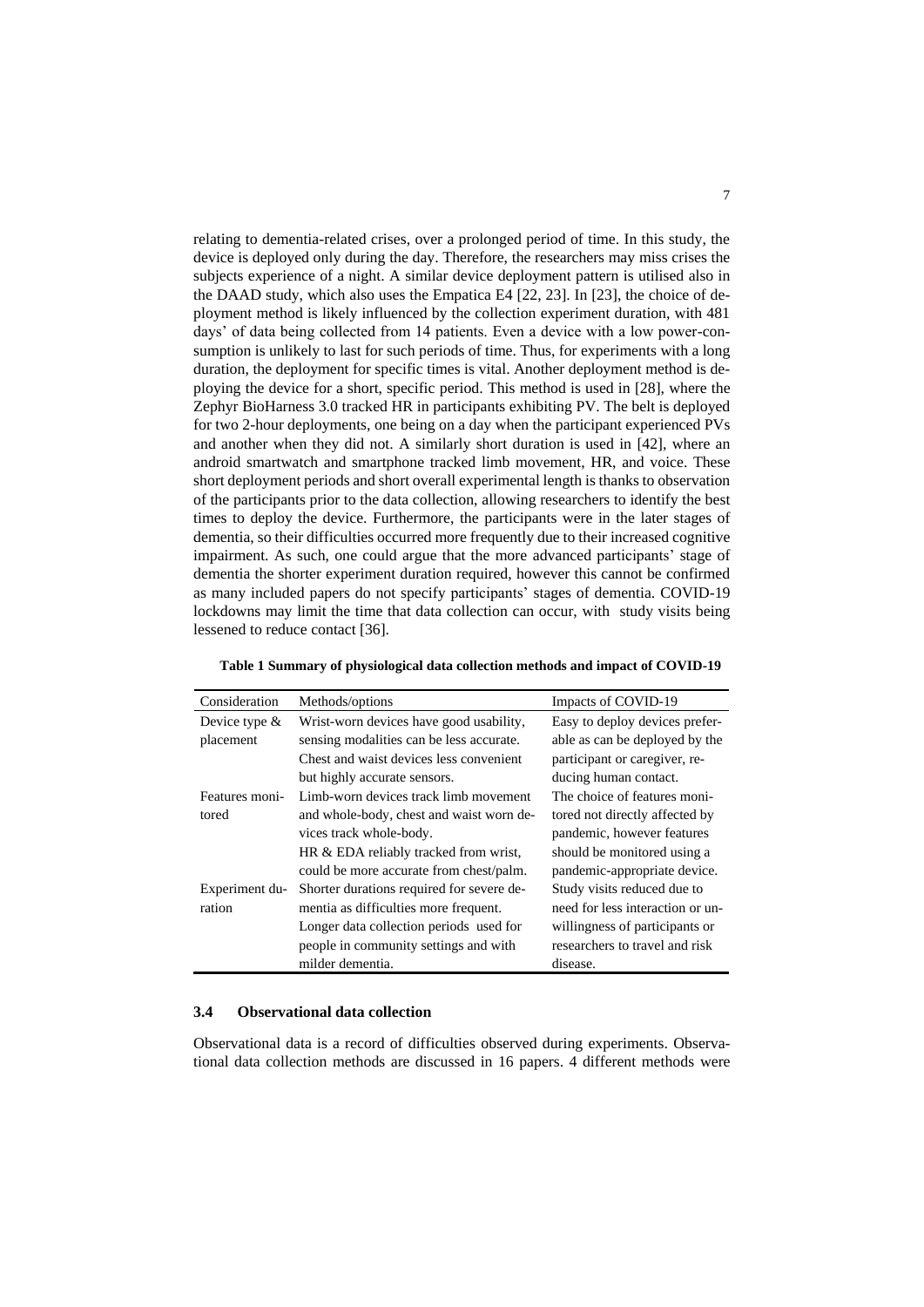relating to dementia-related crises, over a prolonged period of time. In this study, the device is deployed only during the day. Therefore, the researchers may miss crises the subjects experience of a night. A similar device deployment pattern is utilised also in the DAAD study, which also uses the Empatica E4 [22, 23]. In [23], the choice of deployment method is likely influenced by the collection experiment duration, with 481 days' of data being collected from 14 patients. Even a device with a low power-consumption is unlikely to last for such periods of time. Thus, for experiments with a long duration, the deployment for specific times is vital. Another deployment method is deploying the device for a short, specific period. This method is used in [28], where the Zephyr BioHarness 3.0 tracked HR in participants exhibiting PV. The belt is deployed for two 2-hour deployments, one being on a day when the participant experienced PVs and another when they did not. A similarly short duration is used in [42], where an android smartwatch and smartphone tracked limb movement, HR, and voice. These short deployment periods and short overall experimental length is thanks to observation of the participants prior to the data collection, allowing researchers to identify the best times to deploy the device. Furthermore, the participants were in the later stages of dementia, so their difficulties occurred more frequently due to their increased cognitive impairment. As such, one could argue that the more advanced participants' stage of dementia the shorter experiment duration required, however this cannot be confirmed as many included papers do not specify participants' stages of dementia. COVID-19 lockdowns may limit the time that data collection can occur, with study visits being lessened to reduce contact [36].

**Table 1 Summary of physiological data collection methods and impact of COVID-19**

| Consideration | Methods/options | Impacts of COVID-19 |
|---|---|---|
| Device type & placement | Wrist-worn devices have good usability, sensing modalities can be less accurate. Chest and waist devices less convenient but highly accurate sensors. | Easy to deploy devices preferable as can be deployed by the participant or caregiver, reducing human contact. |
| Features monitored | Limb-worn devices track limb movement and whole-body, chest and waist worn devices track whole-body. HR & EDA reliably tracked from wrist, could be more accurate from chest/palm. | The choice of features monitored not directly affected by pandemic, however features should be monitored using a pandemic-appropriate device. |
| Experiment duration | Shorter durations required for severe dementia as difficulties more frequent. Longer data collection periods used for people in community settings and with milder dementia. | Study visits reduced due to need for less interaction or unwillingness of participants or researchers to travel and risk disease. |

### 3.4 Observational data collection

Observational data is a record of difficulties observed during experiments. Observational data collection methods are discussed in 16 papers. 4 different methods were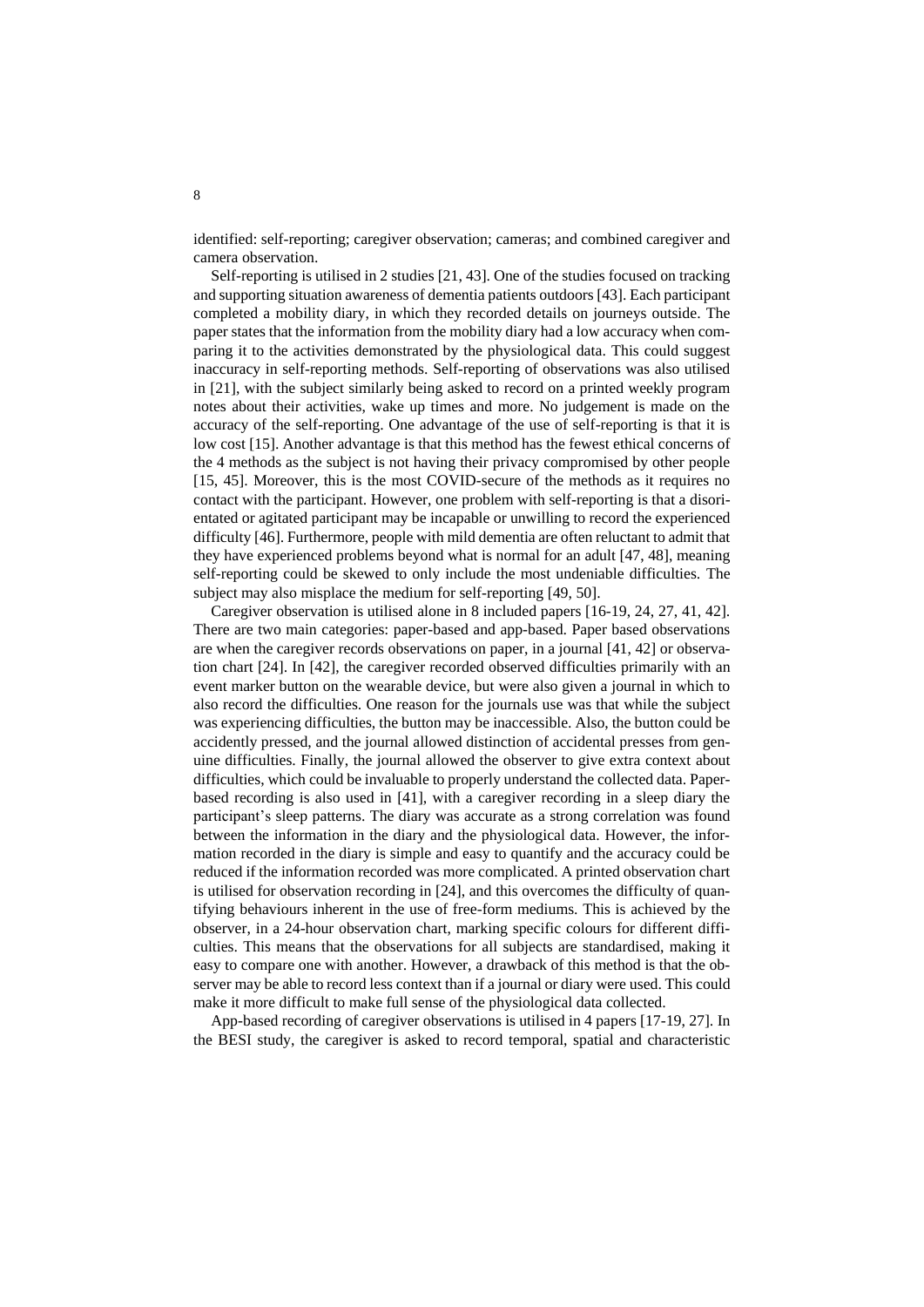identified: self-reporting; caregiver observation; cameras; and combined caregiver and camera observation.

Self-reporting is utilised in 2 studies [21, 43]. One of the studies focused on tracking and supporting situation awareness of dementia patients outdoors [43]. Each participant completed a mobility diary, in which they recorded details on journeys outside. The paper states that the information from the mobility diary had a low accuracy when comparing it to the activities demonstrated by the physiological data. This could suggest inaccuracy in self-reporting methods. Self-reporting of observations was also utilised in [21], with the subject similarly being asked to record on a printed weekly program notes about their activities, wake up times and more. No judgement is made on the accuracy of the self-reporting. One advantage of the use of self-reporting is that it is low cost [15]. Another advantage is that this method has the fewest ethical concerns of the 4 methods as the subject is not having their privacy compromised by other people [15, 45]. Moreover, this is the most COVID-secure of the methods as it requires no contact with the participant. However, one problem with self-reporting is that a disorientated or agitated participant may be incapable or unwilling to record the experienced difficulty [46]. Furthermore, people with mild dementia are often reluctant to admit that they have experienced problems beyond what is normal for an adult [47, 48], meaning self-reporting could be skewed to only include the most undeniable difficulties. The subject may also misplace the medium for self-reporting [49, 50].

Caregiver observation is utilised alone in 8 included papers [16-19, 24, 27, 41, 42]. There are two main categories: paper-based and app-based. Paper based observations are when the caregiver records observations on paper, in a journal [41, 42] or observation chart [24]. In [42], the caregiver recorded observed difficulties primarily with an event marker button on the wearable device, but were also given a journal in which to also record the difficulties. One reason for the journals use was that while the subject was experiencing difficulties, the button may be inaccessible. Also, the button could be accidently pressed, and the journal allowed distinction of accidental presses from genuine difficulties. Finally, the journal allowed the observer to give extra context about difficulties, which could be invaluable to properly understand the collected data. Paper-based recording is also used in [41], with a caregiver recording in a sleep diary the participant's sleep patterns. The diary was accurate as a strong correlation was found between the information in the diary and the physiological data. However, the information recorded in the diary is simple and easy to quantify and the accuracy could be reduced if the information recorded was more complicated. A printed observation chart is utilised for observation recording in [24], and this overcomes the difficulty of quantifying behaviours inherent in the use of free-form mediums. This is achieved by the observer, in a 24-hour observation chart, marking specific colours for different difficulties. This means that the observations for all subjects are standardised, making it easy to compare one with another. However, a drawback of this method is that the observer may be able to record less context than if a journal or diary were used. This could make it more difficult to make full sense of the physiological data collected.

App-based recording of caregiver observations is utilised in 4 papers [17-19, 27]. In the BESI study, the caregiver is asked to record temporal, spatial and characteristic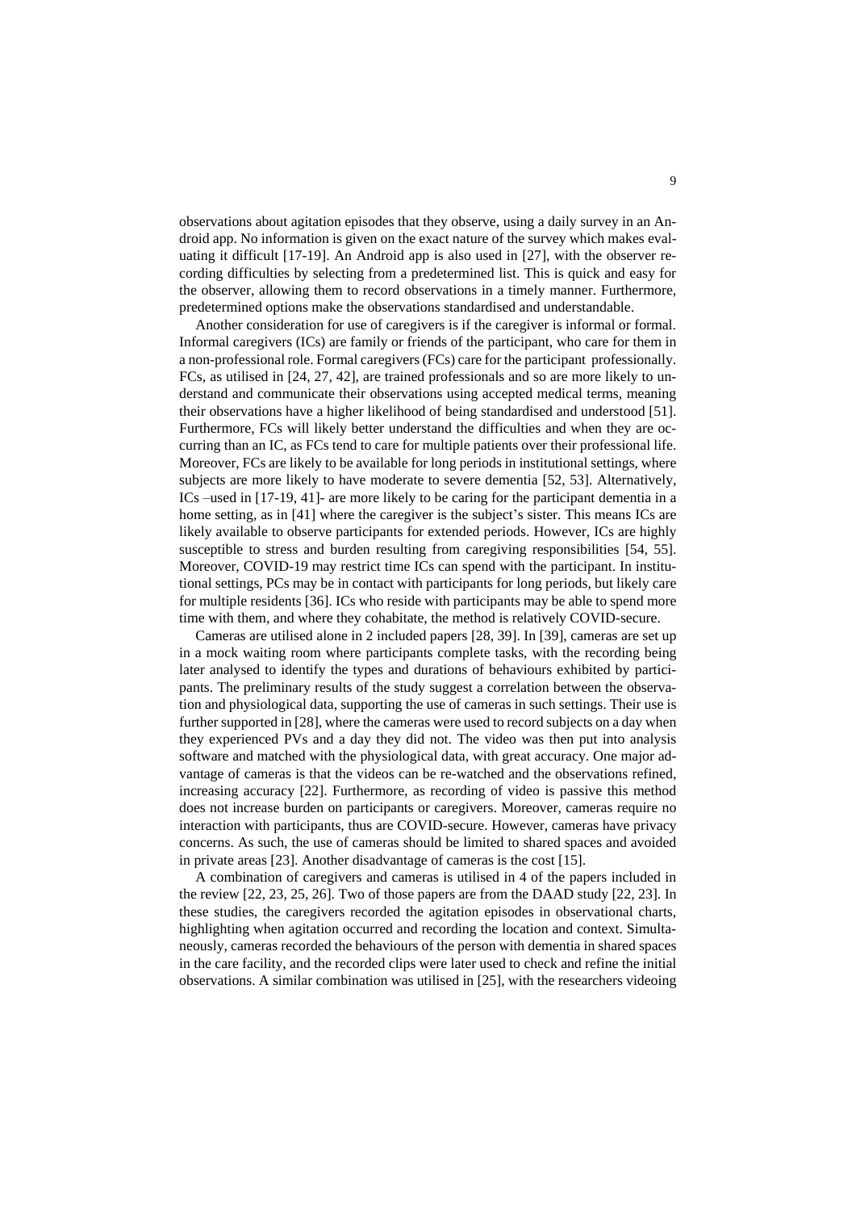observations about agitation episodes that they observe, using a daily survey in an Android app. No information is given on the exact nature of the survey which makes evaluating it difficult [17-19]. An Android app is also used in [27], with the observer recording difficulties by selecting from a predetermined list. This is quick and easy for the observer, allowing them to record observations in a timely manner. Furthermore, predetermined options make the observations standardised and understandable.

Another consideration for use of caregivers is if the caregiver is informal or formal. Informal caregivers (ICs) are family or friends of the participant, who care for them in a non-professional role. Formal caregivers (FCs) care for the participant professionally. FCs, as utilised in [24, 27, 42], are trained professionals and so are more likely to understand and communicate their observations using accepted medical terms, meaning their observations have a higher likelihood of being standardised and understood [51]. Furthermore, FCs will likely better understand the difficulties and when they are occurring than an IC, as FCs tend to care for multiple patients over their professional life. Moreover, FCs are likely to be available for long periods in institutional settings, where subjects are more likely to have moderate to severe dementia [52, 53]. Alternatively, ICs –used in [17-19, 41]- are more likely to be caring for the participant dementia in a home setting, as in [41] where the caregiver is the subject's sister. This means ICs are likely available to observe participants for extended periods. However, ICs are highly susceptible to stress and burden resulting from caregiving responsibilities [54, 55]. Moreover, COVID-19 may restrict time ICs can spend with the participant. In institutional settings, PCs may be in contact with participants for long periods, but likely care for multiple residents [36]. ICs who reside with participants may be able to spend more time with them, and where they cohabitate, the method is relatively COVID-secure.

Cameras are utilised alone in 2 included papers [28, 39]. In [39], cameras are set up in a mock waiting room where participants complete tasks, with the recording being later analysed to identify the types and durations of behaviours exhibited by participants. The preliminary results of the study suggest a correlation between the observation and physiological data, supporting the use of cameras in such settings. Their use is further supported in [28], where the cameras were used to record subjects on a day when they experienced PVs and a day they did not. The video was then put into analysis software and matched with the physiological data, with great accuracy. One major advantage of cameras is that the videos can be re-watched and the observations refined, increasing accuracy [22]. Furthermore, as recording of video is passive this method does not increase burden on participants or caregivers. Moreover, cameras require no interaction with participants, thus are COVID-secure. However, cameras have privacy concerns. As such, the use of cameras should be limited to shared spaces and avoided in private areas [23]. Another disadvantage of cameras is the cost [15].

A combination of caregivers and cameras is utilised in 4 of the papers included in the review [22, 23, 25, 26]. Two of those papers are from the DAAD study [22, 23]. In these studies, the caregivers recorded the agitation episodes in observational charts, highlighting when agitation occurred and recording the location and context. Simultaneously, cameras recorded the behaviours of the person with dementia in shared spaces in the care facility, and the recorded clips were later used to check and refine the initial observations. A similar combination was utilised in [25], with the researchers videoing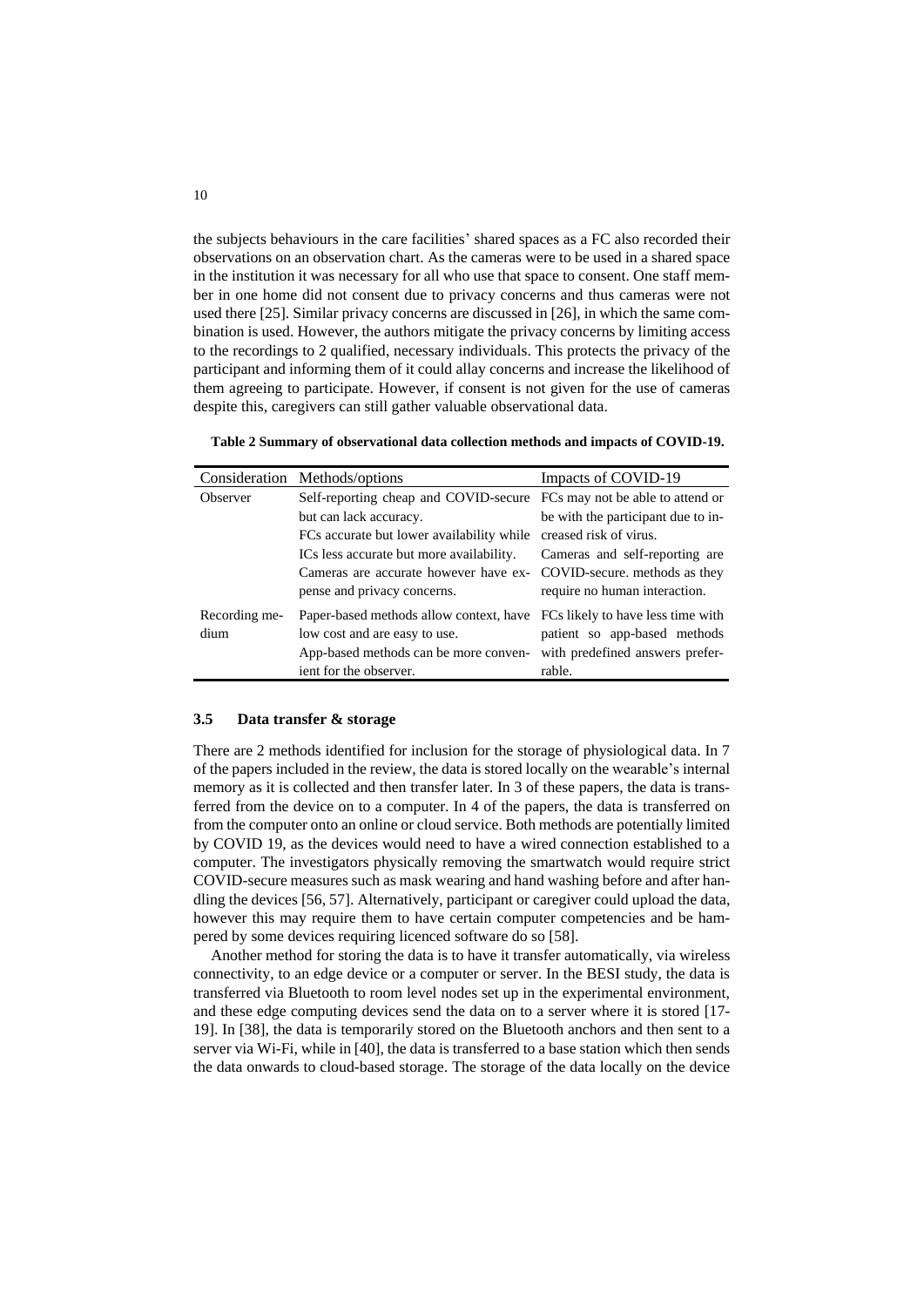the subjects behaviours in the care facilities' shared spaces as a FC also recorded their observations on an observation chart. As the cameras were to be used in a shared space in the institution it was necessary for all who use that space to consent. One staff member in one home did not consent due to privacy concerns and thus cameras were not used there [25]. Similar privacy concerns are discussed in [26], in which the same combination is used. However, the authors mitigate the privacy concerns by limiting access to the recordings to 2 qualified, necessary individuals. This protects the privacy of the participant and informing them of it could allay concerns and increase the likelihood of them agreeing to participate. However, if consent is not given for the use of cameras despite this, caregivers can still gather valuable observational data.

**Table 2 Summary of observational data collection methods and impacts of COVID-19.**

| Consideration | Methods/options | Impacts of COVID-19 |
|---|---|---|
| Observer | Self-reporting cheap and COVID-secure but can lack accuracy. FCs accurate but lower availability while ICs less accurate but more availability. Cameras are accurate however have expense and privacy concerns. | FCs may not be able to attend or be with the participant due to increased risk of virus. Cameras and self-reporting are COVID-secure. methods as they require no human interaction. |
| Recording medium | Paper-based methods allow context, have low cost and are easy to use. App-based methods can be more convenient for the observer. | FCs likely to have less time with patient so app-based methods with predefined answers preferable. |

### 3.5 Data transfer & storage

There are 2 methods identified for inclusion for the storage of physiological data. In 7 of the papers included in the review, the data is stored locally on the wearable's internal memory as it is collected and then transfer later. In 3 of these papers, the data is transferred from the device on to a computer. In 4 of the papers, the data is transferred on from the computer onto an online or cloud service. Both methods are potentially limited by COVID 19, as the devices would need to have a wired connection established to a computer. The investigators physically removing the smartwatch would require strict COVID-secure measures such as mask wearing and hand washing before and after handling the devices [56, 57]. Alternatively, participant or caregiver could upload the data, however this may require them to have certain computer competencies and be hampered by some devices requiring licenced software do so [58].

Another method for storing the data is to have it transfer automatically, via wireless connectivity, to an edge device or a computer or server. In the BESI study, the data is transferred via Bluetooth to room level nodes set up in the experimental environment, and these edge computing devices send the data on to a server where it is stored [17-19]. In [38], the data is temporarily stored on the Bluetooth anchors and then sent to a server via Wi-Fi, while in [40], the data is transferred to a base station which then sends the data onwards to cloud-based storage. The storage of the data locally on the device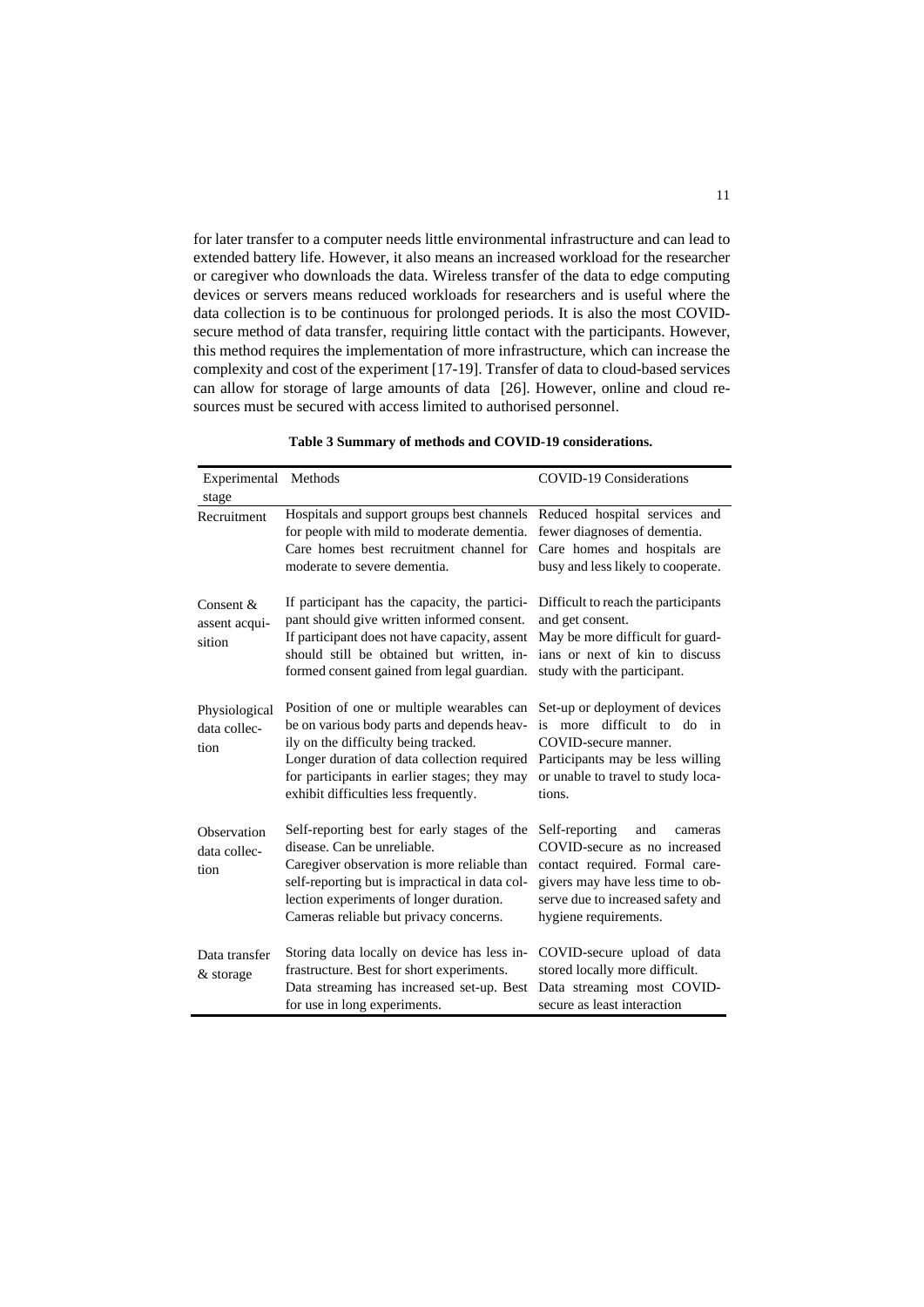for later transfer to a computer needs little environmental infrastructure and can lead to extended battery life. However, it also means an increased workload for the researcher or caregiver who downloads the data. Wireless transfer of the data to edge computing devices or servers means reduced workloads for researchers and is useful where the data collection is to be continuous for prolonged periods. It is also the most COVID-secure method of data transfer, requiring little contact with the participants. However, this method requires the implementation of more infrastructure, which can increase the complexity and cost of the experiment [17-19]. Transfer of data to cloud-based services can allow for storage of large amounts of data [26]. However, online and cloud resources must be secured with access limited to authorised personnel.

**Table 3 Summary of methods and COVID-19 considerations.**

| Experimental stage | Methods | COVID-19 Considerations |
|---|---|---|
| Recruitment | Hospitals and support groups best channels for people with mild to moderate dementia. Care homes best recruitment channel for moderate to severe dementia. | Reduced hospital services and fewer diagnoses of dementia. Care homes and hospitals are busy and less likely to cooperate. |
| Consent & assent acquisition | If participant has the capacity, the participant should give written informed consent. If participant does not have capacity, assent should still be obtained but written, informed consent gained from legal guardian. | Difficult to reach the participants and get consent. May be more difficult for guardians or next of kin to discuss study with the participant. |
| Physiological data collection | Position of one or multiple wearables can be on various body parts and depends heavily on the difficulty being tracked. Longer duration of data collection required for participants in earlier stages; they may exhibit difficulties less frequently. | Set-up or deployment of devices is more difficult to do in COVID-secure manner. Participants may be less willing or unable to travel to study locations. |
| Observation data collection | Self-reporting best for early stages of the disease. Can be unreliable. Caregiver observation is more reliable than self-reporting but is impractical in data collection experiments of longer duration. Cameras reliable but privacy concerns. | Self-reporting and cameras COVID-secure as no increased contact required. Formal caregivers may have less time to observe due to increased safety and hygiene requirements. |
| Data transfer & storage | Storing data locally on device has less infrastructure. Best for short experiments. Data streaming has increased set-up. Best for use in long experiments. | COVID-secure upload of data stored locally more difficult. Data streaming most COVID-secure as least interaction |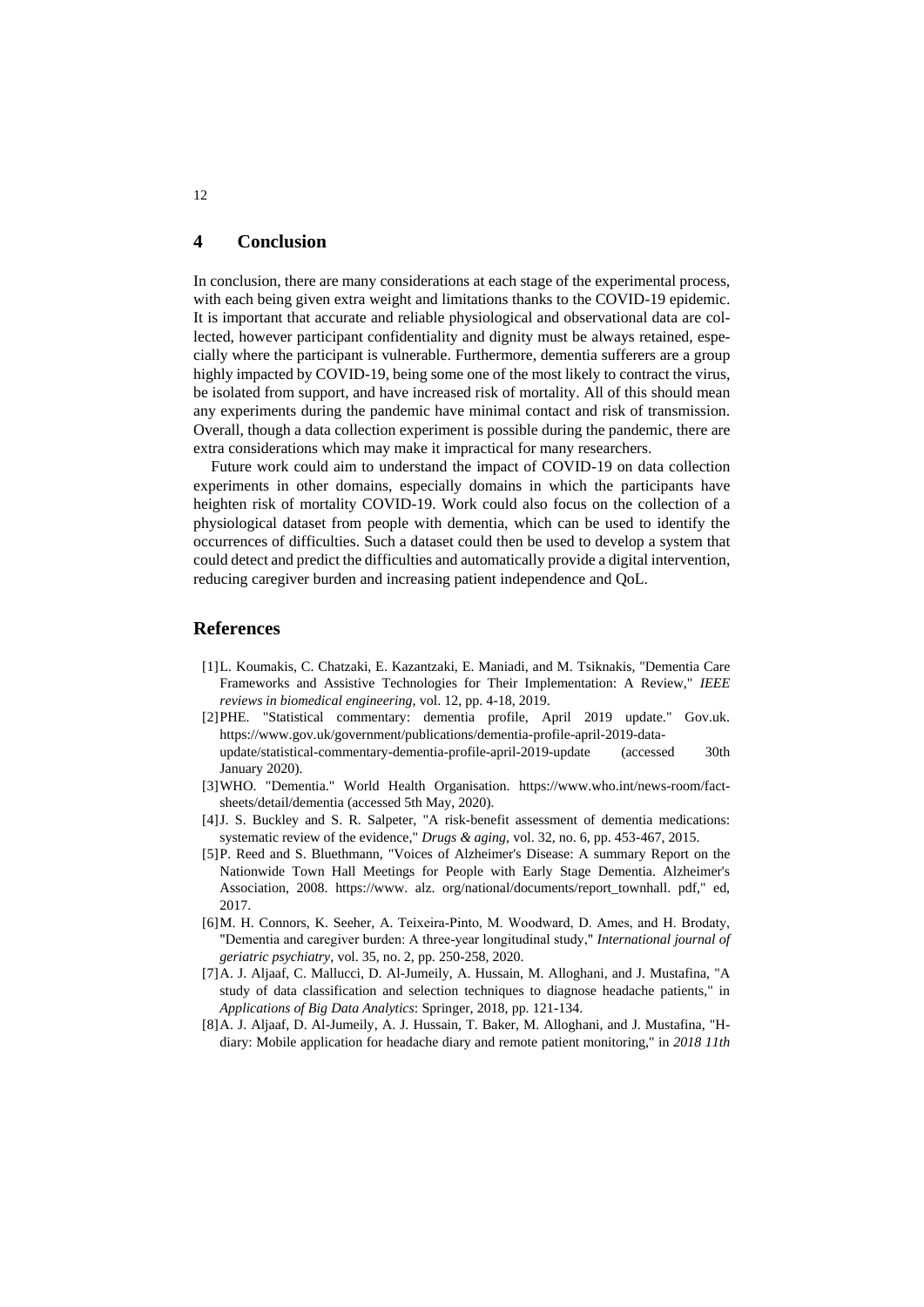## 4 Conclusion

In conclusion, there are many considerations at each stage of the experimental process, with each being given extra weight and limitations thanks to the COVID-19 epidemic. It is important that accurate and reliable physiological and observational data are collected, however participant confidentiality and dignity must be always retained, especially where the participant is vulnerable. Furthermore, dementia sufferers are a group highly impacted by COVID-19, being some one of the most likely to contract the virus, be isolated from support, and have increased risk of mortality. All of this should mean any experiments during the pandemic have minimal contact and risk of transmission. Overall, though a data collection experiment is possible during the pandemic, there are extra considerations which may make it impractical for many researchers.

Future work could aim to understand the impact of COVID-19 on data collection experiments in other domains, especially domains in which the participants have heighten risk of mortality COVID-19. Work could also focus on the collection of a physiological dataset from people with dementia, which can be used to identify the occurrences of difficulties. Such a dataset could then be used to develop a system that could detect and predict the difficulties and automatically provide a digital intervention, reducing caregiver burden and increasing patient independence and QoL.

## References

[1] L. Koumakis, C. Chatzaki, E. Kazantzaki, E. Maniadi, and M. Tsiknakis, "Dementia Care Frameworks and Assistive Technologies for Their Implementation: A Review," *IEEE reviews in biomedical engineering*, vol. 12, pp. 4-18, 2019.

[2] PHE. "Statistical commentary: dementia profile, April 2019 update." Gov.uk. https://www.gov.uk/government/publications/dementia-profile-april-2019-data-update/statistical-commentary-dementia-profile-april-2019-update (accessed 30th January 2020).

[3] WHO. "Dementia." World Health Organisation. https://www.who.int/news-room/fact-sheets/detail/dementia (accessed 5th May, 2020).

[4] J. S. Buckley and S. R. Salpeter, "A risk-benefit assessment of dementia medications: systematic review of the evidence," *Drugs & aging*, vol. 32, no. 6, pp. 453-467, 2015.

[5] P. Reed and S. Bluethmann, "Voices of Alzheimer's Disease: A summary Report on the Nationwide Town Hall Meetings for People with Early Stage Dementia. Alzheimer's Association, 2008. https://www. alz. org/national/documents/report_townhall. pdf," ed, 2017.

[6] M. H. Connors, K. Seeher, A. Teixeira-Pinto, M. Woodward, D. Ames, and H. Brodaty, "Dementia and caregiver burden: A three-year longitudinal study," *International journal of geriatric psychiatry*, vol. 35, no. 2, pp. 250-258, 2020.

[7] A. J. Aljaaf, C. Mallucci, D. Al-Jumeily, A. Hussain, M. Alloghani, and J. Mustafina, "A study of data classification and selection techniques to diagnose headache patients," in *Applications of Big Data Analytics*: Springer, 2018, pp. 121-134.

[8] A. J. Aljaaf, D. Al-Jumeily, A. J. Hussain, T. Baker, M. Alloghani, and J. Mustafina, "H-diary: Mobile application for headache diary and remote patient monitoring," in *2018 11th*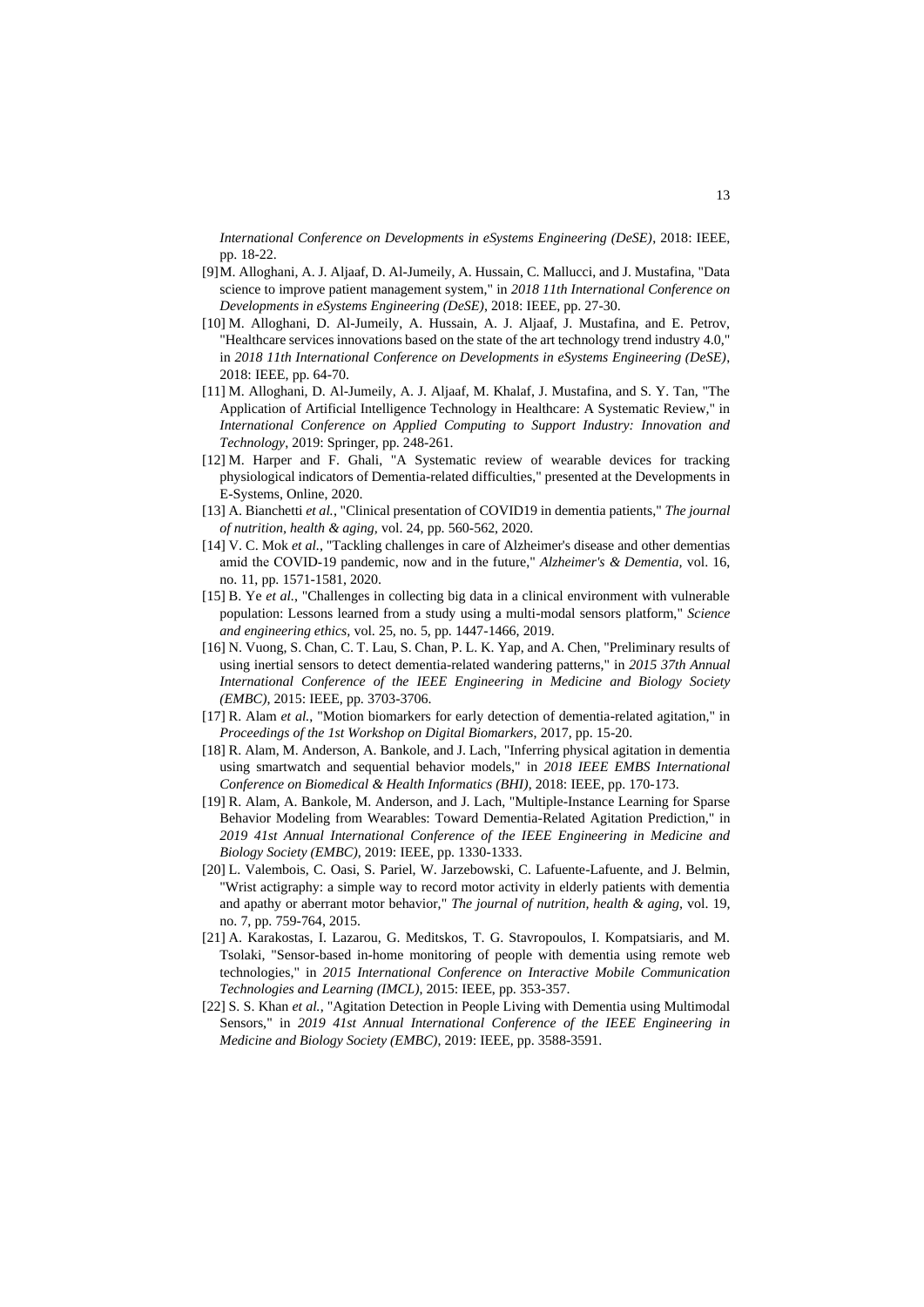*International Conference on Developments in eSystems Engineering (DeSE)*, 2018: IEEE, pp. 18-22.

[9] M. Alloghani, A. J. Aljaaf, D. Al-Jumeily, A. Hussain, C. Mallucci, and J. Mustafina, "Data science to improve patient management system," in *2018 11th International Conference on Developments in eSystems Engineering (DeSE)*, 2018: IEEE, pp. 27-30.

[10] M. Alloghani, D. Al-Jumeily, A. Hussain, A. J. Aljaaf, J. Mustafina, and E. Petrov, "Healthcare services innovations based on the state of the art technology trend industry 4.0," in *2018 11th International Conference on Developments in eSystems Engineering (DeSE)*, 2018: IEEE, pp. 64-70.

[11] M. Alloghani, D. Al-Jumeily, A. J. Aljaaf, M. Khalaf, J. Mustafina, and S. Y. Tan, "The Application of Artificial Intelligence Technology in Healthcare: A Systematic Review," in *International Conference on Applied Computing to Support Industry: Innovation and Technology*, 2019: Springer, pp. 248-261.

[12] M. Harper and F. Ghali, "A Systematic review of wearable devices for tracking physiological indicators of Dementia-related difficulties," presented at the Developments in E-Systems, Online, 2020.

[13] A. Bianchetti *et al.*, "Clinical presentation of COVID19 in dementia patients," *The journal of nutrition, health & aging*, vol. 24, pp. 560-562, 2020.

[14] V. C. Mok *et al.*, "Tackling challenges in care of Alzheimer's disease and other dementias amid the COVID-19 pandemic, now and in the future," *Alzheimer's & Dementia*, vol. 16, no. 11, pp. 1571-1581, 2020.

[15] B. Ye *et al.*, "Challenges in collecting big data in a clinical environment with vulnerable population: Lessons learned from a study using a multi-modal sensors platform," *Science and engineering ethics*, vol. 25, no. 5, pp. 1447-1466, 2019.

[16] N. Vuong, S. Chan, C. T. Lau, S. Chan, P. L. K. Yap, and A. Chen, "Preliminary results of using inertial sensors to detect dementia-related wandering patterns," in *2015 37th Annual International Conference of the IEEE Engineering in Medicine and Biology Society (EMBC)*, 2015: IEEE, pp. 3703-3706.

[17] R. Alam *et al.*, "Motion biomarkers for early detection of dementia-related agitation," in *Proceedings of the 1st Workshop on Digital Biomarkers*, 2017, pp. 15-20.

[18] R. Alam, M. Anderson, A. Bankole, and J. Lach, "Inferring physical agitation in dementia using smartwatch and sequential behavior models," in *2018 IEEE EMBS International Conference on Biomedical & Health Informatics (BHI)*, 2018: IEEE, pp. 170-173.

[19] R. Alam, A. Bankole, M. Anderson, and J. Lach, "Multiple-Instance Learning for Sparse Behavior Modeling from Wearables: Toward Dementia-Related Agitation Prediction," in *2019 41st Annual International Conference of the IEEE Engineering in Medicine and Biology Society (EMBC)*, 2019: IEEE, pp. 1330-1333.

[20] L. Valembois, C. Oasi, S. Pariel, W. Jarzebowski, C. Lafuente-Lafuente, and J. Belmin, "Wrist actigraphy: a simple way to record motor activity in elderly patients with dementia and apathy or aberrant motor behavior," *The journal of nutrition, health & aging*, vol. 19, no. 7, pp. 759-764, 2015.

[21] A. Karakostas, I. Lazarou, G. Meditskos, T. G. Stavropoulos, I. Kompatsiaris, and M. Tsolaki, "Sensor-based in-home monitoring of people with dementia using remote web technologies," in *2015 International Conference on Interactive Mobile Communication Technologies and Learning (IMCL)*, 2015: IEEE, pp. 353-357.

[22] S. S. Khan *et al.*, "Agitation Detection in People Living with Dementia using Multimodal Sensors," in *2019 41st Annual International Conference of the IEEE Engineering in Medicine and Biology Society (EMBC)*, 2019: IEEE, pp. 3588-3591.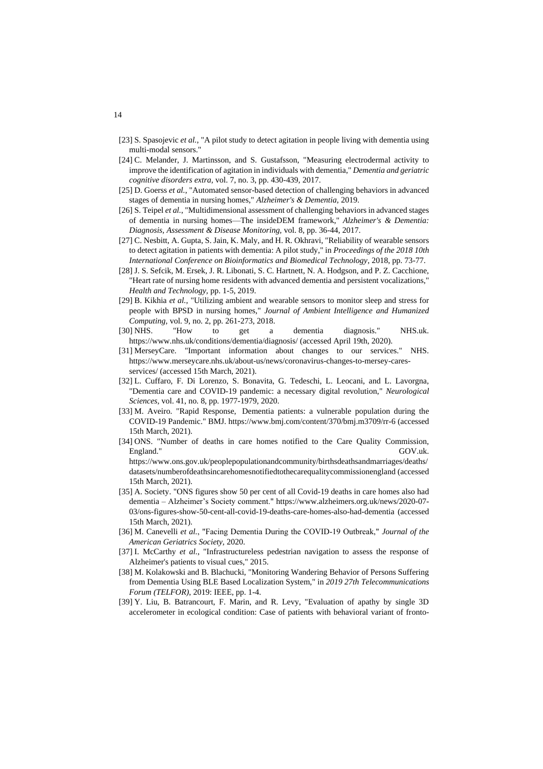[23] S. Spasojevic *et al.*, "A pilot study to detect agitation in people living with dementia using multi-modal sensors."

[24] C. Melander, J. Martinsson, and S. Gustafsson, "Measuring electrodermal activity to improve the identification of agitation in individuals with dementia," *Dementia and geriatric cognitive disorders extra,* vol. 7, no. 3, pp. 430-439, 2017.

[25] D. Goerss *et al.*, "Automated sensor-based detection of challenging behaviors in advanced stages of dementia in nursing homes," *Alzheimer's & Dementia,* 2019.

[26] S. Teipel *et al.*, "Multidimensional assessment of challenging behaviors in advanced stages of dementia in nursing homes—The insideDEM framework," *Alzheimer's & Dementia: Diagnosis, Assessment & Disease Monitoring,* vol. 8, pp. 36-44, 2017.

[27] C. Nesbitt, A. Gupta, S. Jain, K. Maly, and H. R. Okhravi, "Reliability of wearable sensors to detect agitation in patients with dementia: A pilot study," in *Proceedings of the 2018 10th International Conference on Bioinformatics and Biomedical Technology*, 2018, pp. 73-77.

[28] J. S. Sefcik, M. Ersek, J. R. Libonati, S. C. Hartnett, N. A. Hodgson, and P. Z. Cacchione, "Heart rate of nursing home residents with advanced dementia and persistent vocalizations," *Health and Technology,* pp. 1-5, 2019.

[29] B. Kikhia *et al.*, "Utilizing ambient and wearable sensors to monitor sleep and stress for people with BPSD in nursing homes," *Journal of Ambient Intelligence and Humanized Computing,* vol. 9, no. 2, pp. 261-273, 2018.

[30] NHS. "How to get a dementia diagnosis." NHS.uk. https://www.nhs.uk/conditions/dementia/diagnosis/ (accessed April 19th, 2020).

[31] MerseyCare. "Important information about changes to our services." NHS. https://www.merseycare.nhs.uk/about-us/news/coronavirus-changes-to-mersey-cares-services/ (accessed 15th March, 2021).

[32] L. Cuffaro, F. Di Lorenzo, S. Bonavita, G. Tedeschi, L. Leocani, and L. Lavorgna, "Dementia care and COVID-19 pandemic: a necessary digital revolution," *Neurological Sciences,* vol. 41, no. 8, pp. 1977-1979, 2020.

[33] M. Aveiro. "Rapid Response, Dementia patients: a vulnerable population during the COVID-19 Pandemic." BMJ. https://www.bmj.com/content/370/bmj.m3709/rr-6 (accessed 15th March, 2021).

[34] ONS. "Number of deaths in care homes notified to the Care Quality Commission, England." GOV.uk. https://www.ons.gov.uk/peoplepopulationandcommunity/birthsdeathsandmarriages/deaths/datasets/numberofdeathsincarehomesnotifiedtothecarequalitycommissionengland (accessed 15th March, 2021).

[35] A. Society. "ONS figures show 50 per cent of all Covid-19 deaths in care homes also had dementia – Alzheimer's Society comment." https://www.alzheimers.org.uk/news/2020-07-03/ons-figures-show-50-cent-all-covid-19-deaths-care-homes-also-had-dementia (accessed 15th March, 2021).

[36] M. Canevelli *et al.*, "Facing Dementia During the COVID-19 Outbreak," *Journal of the American Geriatrics Society,* 2020.

[37] I. McCarthy *et al.*, "Infrastructureless pedestrian navigation to assess the response of Alzheimer's patients to visual cues," 2015.

[38] M. Kolakowski and B. Blachucki, "Monitoring Wandering Behavior of Persons Suffering from Dementia Using BLE Based Localization System," in *2019 27th Telecommunications Forum (TELFOR),* 2019: IEEE, pp. 1-4.

[39] Y. Liu, B. Batrancourt, F. Marin, and R. Levy, "Evaluation of apathy by single 3D accelerometer in ecological condition: Case of patients with behavioral variant of fronto-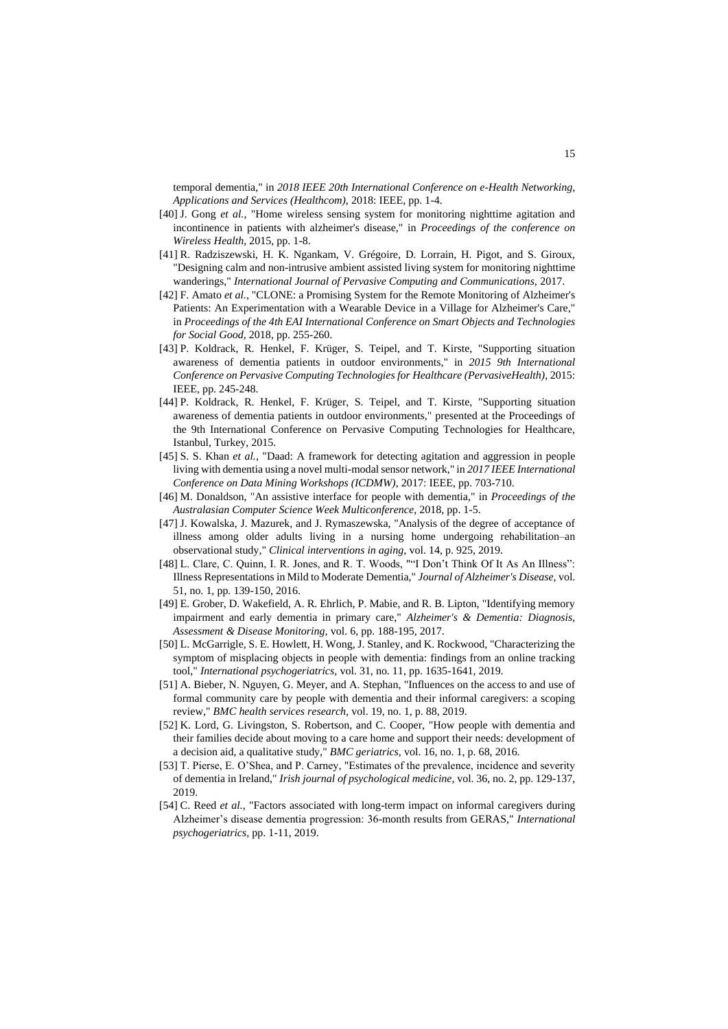temporal dementia," in *2018 IEEE 20th International Conference on e-Health Networking, Applications and Services (Healthcom)*, 2018: IEEE, pp. 1-4.

[40] J. Gong *et al.*, "Home wireless sensing system for monitoring nighttime agitation and incontinence in patients with alzheimer's disease," in *Proceedings of the conference on Wireless Health*, 2015, pp. 1-8.

[41] R. Radziszewski, H. K. Ngankam, V. Grégoire, D. Lorrain, H. Pigot, and S. Giroux, "Designing calm and non-intrusive ambient assisted living system for monitoring nighttime wanderings," *International Journal of Pervasive Computing and Communications*, 2017.

[42] F. Amato *et al.*, "CLONE: a Promising System for the Remote Monitoring of Alzheimer's Patients: An Experimentation with a Wearable Device in a Village for Alzheimer's Care," in *Proceedings of the 4th EAI International Conference on Smart Objects and Technologies for Social Good*, 2018, pp. 255-260.

[43] P. Koldrack, R. Henkel, F. Krüger, S. Teipel, and T. Kirste, "Supporting situation awareness of dementia patients in outdoor environments," in *2015 9th International Conference on Pervasive Computing Technologies for Healthcare (PervasiveHealth)*, 2015: IEEE, pp. 245-248.

[44] P. Koldrack, R. Henkel, F. Krüger, S. Teipel, and T. Kirste, "Supporting situation awareness of dementia patients in outdoor environments," presented at the Proceedings of the 9th International Conference on Pervasive Computing Technologies for Healthcare, Istanbul, Turkey, 2015.

[45] S. S. Khan *et al.*, "Daad: A framework for detecting agitation and aggression in people living with dementia using a novel multi-modal sensor network," in *2017 IEEE International Conference on Data Mining Workshops (ICDMW)*, 2017: IEEE, pp. 703-710.

[46] M. Donaldson, "An assistive interface for people with dementia," in *Proceedings of the Australasian Computer Science Week Multiconference*, 2018, pp. 1-5.

[47] J. Kowalska, J. Mazurek, and J. Rymaszewska, "Analysis of the degree of acceptance of illness among older adults living in a nursing home undergoing rehabilitation–an observational study," *Clinical interventions in aging*, vol. 14, p. 925, 2019.

[48] L. Clare, C. Quinn, I. R. Jones, and R. T. Woods, "“I Don't Think Of It As An Illness”: Illness Representations in Mild to Moderate Dementia," *Journal of Alzheimer's Disease*, vol. 51, no. 1, pp. 139-150, 2016.

[49] E. Grober, D. Wakefield, A. R. Ehrlich, P. Mabie, and R. B. Lipton, "Identifying memory impairment and early dementia in primary care," *Alzheimer's & Dementia: Diagnosis, Assessment & Disease Monitoring*, vol. 6, pp. 188-195, 2017.

[50] L. McGarrigle, S. E. Howlett, H. Wong, J. Stanley, and K. Rockwood, "Characterizing the symptom of misplacing objects in people with dementia: findings from an online tracking tool," *International psychogeriatrics*, vol. 31, no. 11, pp. 1635-1641, 2019.

[51] A. Bieber, N. Nguyen, G. Meyer, and A. Stephan, "Influences on the access to and use of formal community care by people with dementia and their informal caregivers: a scoping review," *BMC health services research*, vol. 19, no. 1, p. 88, 2019.

[52] K. Lord, G. Livingston, S. Robertson, and C. Cooper, "How people with dementia and their families decide about moving to a care home and support their needs: development of a decision aid, a qualitative study," *BMC geriatrics*, vol. 16, no. 1, p. 68, 2016.

[53] T. Pierse, E. O'Shea, and P. Carney, "Estimates of the prevalence, incidence and severity of dementia in Ireland," *Irish journal of psychological medicine*, vol. 36, no. 2, pp. 129-137, 2019.

[54] C. Reed *et al.*, "Factors associated with long-term impact on informal caregivers during Alzheimer's disease dementia progression: 36-month results from GERAS," *International psychogeriatrics*, pp. 1-11, 2019.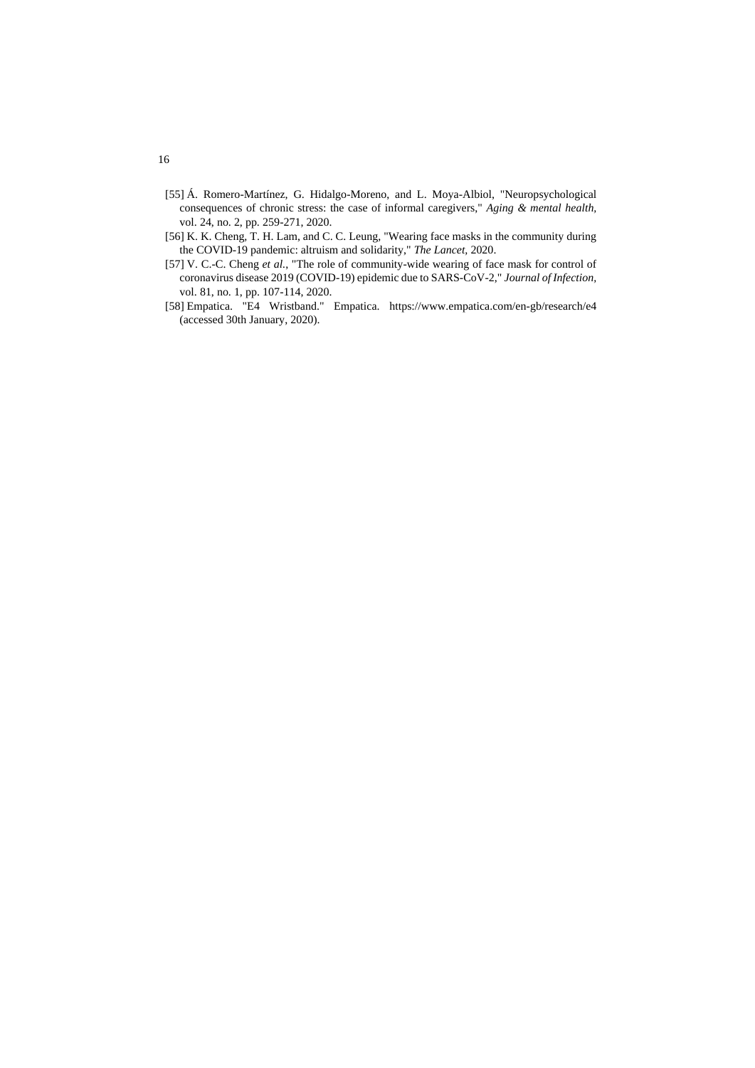[55] Á. Romero-Martínez, G. Hidalgo-Moreno, and L. Moya-Albiol, "Neuropsychological consequences of chronic stress: the case of informal caregivers," *Aging & mental health*, vol. 24, no. 2, pp. 259-271, 2020.

[56] K. K. Cheng, T. H. Lam, and C. C. Leung, "Wearing face masks in the community during the COVID-19 pandemic: altruism and solidarity," *The Lancet*, 2020.

[57] V. C.-C. Cheng *et al.*, "The role of community-wide wearing of face mask for control of coronavirus disease 2019 (COVID-19) epidemic due to SARS-CoV-2," *Journal of Infection*, vol. 81, no. 1, pp. 107-114, 2020.

[58] Empatica. "E4 Wristband." Empatica. https://www.empatica.com/en-gb/research/e4 (accessed 30th January, 2020).